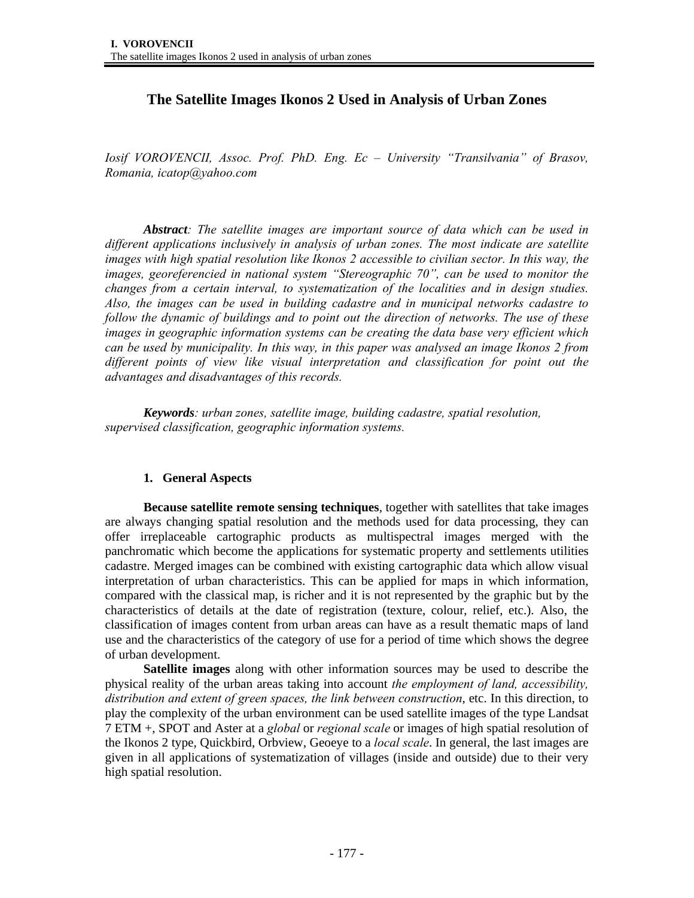# The Satellite Images Ikonos 2 Used in Analysis of Urban Zones

*Iosif VOROVENCII, Assoc. Prof. PhD. Eng. Ec – University "Transilvania" of Brasov, Romania, icatop@yahoo.com*

***Abstract****: The satellite images are important source of data which can be used in different applications inclusively in analysis of urban zones. The most indicate are satellite images with high spatial resolution like Ikonos 2 accessible to civilian sector. In this way, the images, georeferencied in national system "Stereographic 70", can be used to monitor the changes from a certain interval, to systematization of the localities and in design studies. Also, the images can be used in building cadastre and in municipal networks cadastre to follow the dynamic of buildings and to point out the direction of networks. The use of these images in geographic information systems can be creating the data base very efficient which can be used by municipality. In this way, in this paper was analysed an image Ikonos 2 from different points of view like visual interpretation and classification for point out the advantages and disadvantages of this records.*

***Keywords****: urban zones, satellite image, building cadastre, spatial resolution, supervised classification, geographic information systems.*

## 1. General Aspects

**Because satellite remote sensing techniques**, together with satellites that take images are always changing spatial resolution and the methods used for data processing, they can offer irreplaceable cartographic products as multispectral images merged with the panchromatic which become the applications for systematic property and settlements utilities cadastre. Merged images can be combined with existing cartographic data which allow visual interpretation of urban characteristics. This can be applied for maps in which information, compared with the classical map, is richer and it is not represented by the graphic but by the characteristics of details at the date of registration (texture, colour, relief, etc.). Also, the classification of images content from urban areas can have as a result thematic maps of land use and the characteristics of the category of use for a period of time which shows the degree of urban development.

**Satellite images** along with other information sources may be used to describe the physical reality of the urban areas taking into account *the employment of land, accessibility, distribution and extent of green spaces, the link between construction*, etc. In this direction, to play the complexity of the urban environment can be used satellite images of the type Landsat 7 ETM +, SPOT and Aster at a *global* or *regional scale* or images of high spatial resolution of the Ikonos 2 type, Quickbird, Orbview, Geoeye to a *local scale*. In general, the last images are given in all applications of systematization of villages (inside and outside) due to their very high spatial resolution.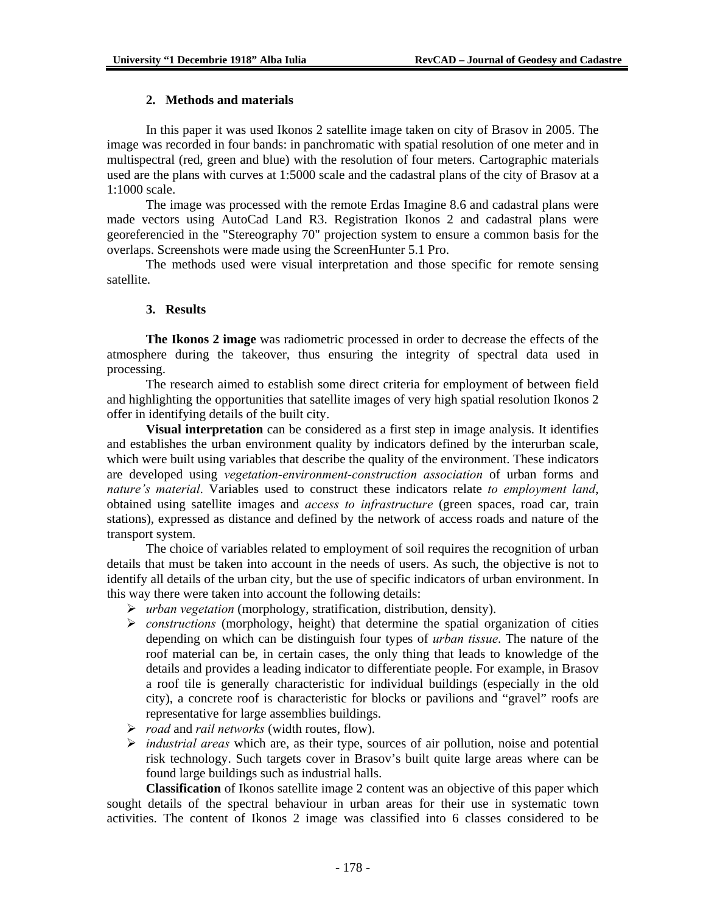## 2. Methods and materials

In this paper it was used Ikonos 2 satellite image taken on city of Brasov in 2005. The image was recorded in four bands: in panchromatic with spatial resolution of one meter and in multispectral (red, green and blue) with the resolution of four meters. Cartographic materials used are the plans with curves at 1:5000 scale and the cadastral plans of the city of Brasov at a 1:1000 scale.

The image was processed with the remote Erdas Imagine 8.6 and cadastral plans were made vectors using AutoCad Land R3. Registration Ikonos 2 and cadastral plans were georeferencied in the "Stereography 70" projection system to ensure a common basis for the overlaps. Screenshots were made using the ScreenHunter 5.1 Pro.

The methods used were visual interpretation and those specific for remote sensing satellite.

## 3. Results

**The Ikonos 2 image** was radiometric processed in order to decrease the effects of the atmosphere during the takeover, thus ensuring the integrity of spectral data used in processing.

The research aimed to establish some direct criteria for employment of between field and highlighting the opportunities that satellite images of very high spatial resolution Ikonos 2 offer in identifying details of the built city.

**Visual interpretation** can be considered as a first step in image analysis. It identifies and establishes the urban environment quality by indicators defined by the interurban scale, which were built using variables that describe the quality of the environment. These indicators are developed using *vegetation-environment-construction association* of urban forms and *nature's material*. Variables used to construct these indicators relate *to employment land*, obtained using satellite images and *access to infrastructure* (green spaces, road car, train stations), expressed as distance and defined by the network of access roads and nature of the transport system.

The choice of variables related to employment of soil requires the recognition of urban details that must be taken into account in the needs of users. As such, the objective is not to identify all details of the urban city, but the use of specific indicators of urban environment. In this way there were taken into account the following details:

- *urban vegetation* (morphology, stratification, distribution, density).
- *constructions* (morphology, height) that determine the spatial organization of cities depending on which can be distinguish four types of *urban tissue*. The nature of the roof material can be, in certain cases, the only thing that leads to knowledge of the details and provides a leading indicator to differentiate people. For example, in Brasov a roof tile is generally characteristic for individual buildings (especially in the old city), a concrete roof is characteristic for blocks or pavilions and "gravel" roofs are representative for large assemblies buildings.
- *road* and *rail networks* (width routes, flow).
- *industrial areas* which are, as their type, sources of air pollution, noise and potential risk technology. Such targets cover in Brasov's built quite large areas where can be found large buildings such as industrial halls.

**Classification** of Ikonos satellite image 2 content was an objective of this paper which sought details of the spectral behaviour in urban areas for their use in systematic town activities. The content of Ikonos 2 image was classified into 6 classes considered to be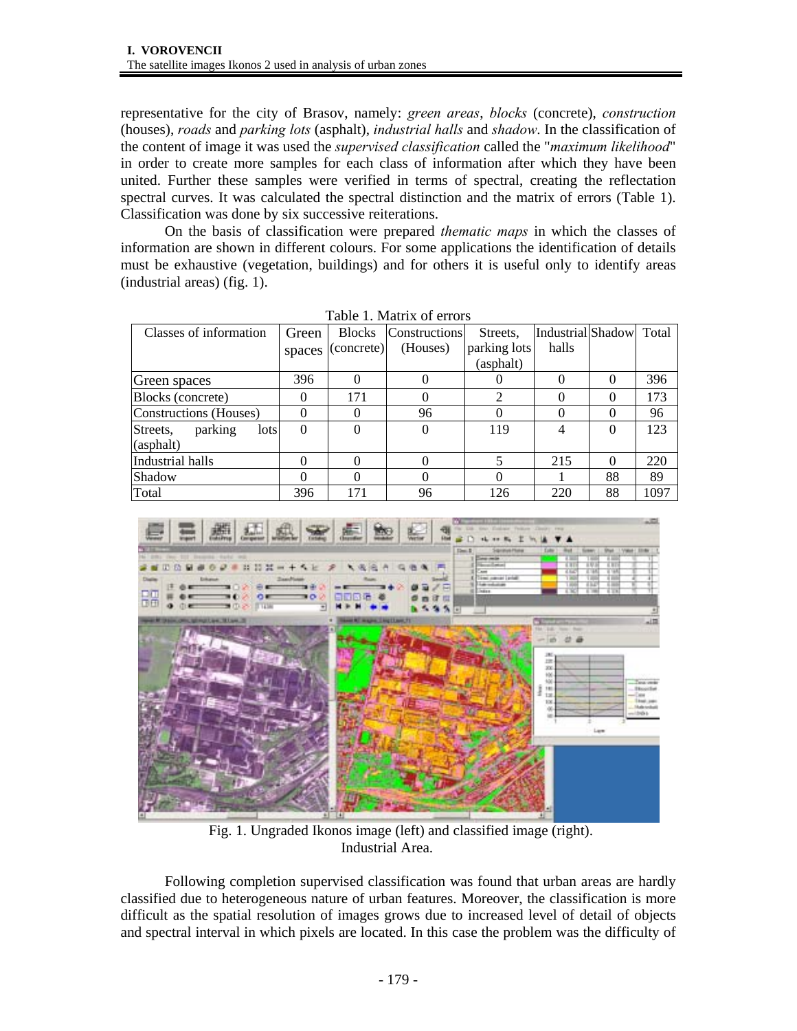representative for the city of Brasov, namely: *green areas*, *blocks* (concrete), *construction* (houses), *roads* and *parking lots* (asphalt), *industrial halls* and *shadow*. In the classification of the content of image it was used the *supervised classification* called the "*maximum likelihood*" in order to create more samples for each class of information after which they have been united. Further these samples were verified in terms of spectral, creating the reflectation spectral curves. It was calculated the spectral distinction and the matrix of errors (Table 1). Classification was done by six successive reiterations.

On the basis of classification were prepared *thematic maps* in which the classes of information are shown in different colours. For some applications the identification of details must be exhaustive (vegetation, buildings) and for others it is useful only to identify areas (industrial areas) (fig. 1).

Table 1. Matrix of errors

| Classes of information | Green spaces | Blocks (concrete) | Constructions (Houses) | Streets, parking lots (asphalt) | Industrial halls | Shadow | Total |
|---|---|---|---|---|---|---|---|
| Green spaces | 396 | 0 | 0 | 0 | 0 | 0 | 396 |
| Blocks (concrete) | 0 | 171 | 0 | 2 | 0 | 0 | 173 |
| Constructions (Houses) | 0 | 0 | 96 | 0 | 0 | 0 | 96 |
| Streets, parking lots (asphalt) | 0 | 0 | 0 | 119 | 4 | 0 | 123 |
| Industrial halls | 0 | 0 | 0 | 5 | 215 | 0 | 220 |
| Shadow | 0 | 0 | 0 | 0 | 1 | 88 | 89 |
| Total | 396 | 171 | 96 | 126 | 220 | 88 | 1097 |

Fig. 1. Ungraded Ikonos image (left) and classified image (right). Industrial Area.

Following completion supervised classification was found that urban areas are hardly classified due to heterogeneous nature of urban features. Moreover, the classification is more difficult as the spatial resolution of images grows due to increased level of detail of objects and spectral interval in which pixels are located. In this case the problem was the difficulty of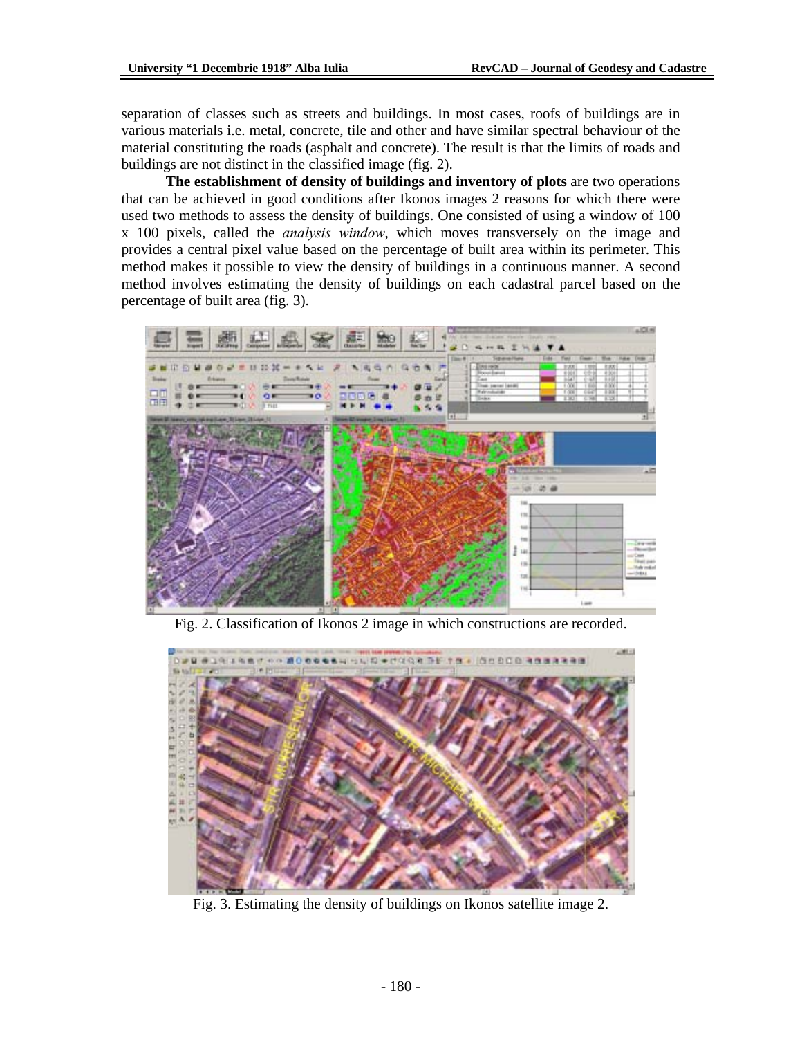separation of classes such as streets and buildings. In most cases, roofs of buildings are in various materials i.e. metal, concrete, tile and other and have similar spectral behaviour of the material constituting the roads (asphalt and concrete). The result is that the limits of roads and buildings are not distinct in the classified image (fig. 2).

**The establishment of density of buildings and inventory of plots** are two operations that can be achieved in good conditions after Ikonos images 2 reasons for which there were used two methods to assess the density of buildings. One consisted of using a window of 100 x 100 pixels, called the *analysis window*, which moves transversely on the image and provides a central pixel value based on the percentage of built area within its perimeter. This method makes it possible to view the density of buildings in a continuous manner. A second method involves estimating the density of buildings on each cadastral parcel based on the percentage of built area (fig. 3).

Fig. 2. Classification of Ikonos 2 image in which constructions are recorded.

Fig. 3. Estimating the density of buildings on Ikonos satellite image 2.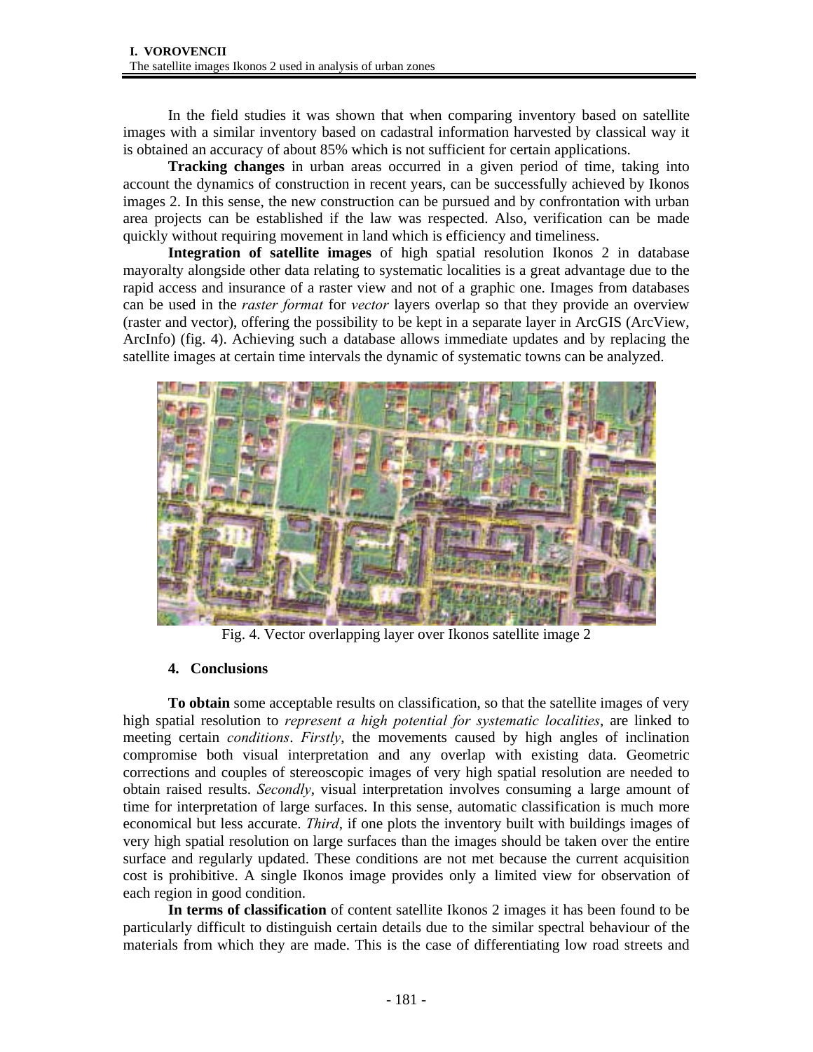In the field studies it was shown that when comparing inventory based on satellite images with a similar inventory based on cadastral information harvested by classical way it is obtained an accuracy of about 85% which is not sufficient for certain applications.

**Tracking changes** in urban areas occurred in a given period of time, taking into account the dynamics of construction in recent years, can be successfully achieved by Ikonos images 2. In this sense, the new construction can be pursued and by confrontation with urban area projects can be established if the law was respected. Also, verification can be made quickly without requiring movement in land which is efficiency and timeliness.

**Integration of satellite images** of high spatial resolution Ikonos 2 in database mayoralty alongside other data relating to systematic localities is a great advantage due to the rapid access and insurance of a raster view and not of a graphic one. Images from databases can be used in the *raster format* for *vector* layers overlap so that they provide an overview (raster and vector), offering the possibility to be kept in a separate layer in ArcGIS (ArcView, ArcInfo) (fig. 4). Achieving such a database allows immediate updates and by replacing the satellite images at certain time intervals the dynamic of systematic towns can be analyzed.

Fig. 4. Vector overlapping layer over Ikonos satellite image 2

## 4. Conclusions

**To obtain** some acceptable results on classification, so that the satellite images of very high spatial resolution to *represent a high potential for systematic localities*, are linked to meeting certain *conditions*. *Firstly*, the movements caused by high angles of inclination compromise both visual interpretation and any overlap with existing data. Geometric corrections and couples of stereoscopic images of very high spatial resolution are needed to obtain raised results. *Secondly*, visual interpretation involves consuming a large amount of time for interpretation of large surfaces. In this sense, automatic classification is much more economical but less accurate. *Third*, if one plots the inventory built with buildings images of very high spatial resolution on large surfaces than the images should be taken over the entire surface and regularly updated. These conditions are not met because the current acquisition cost is prohibitive. A single Ikonos image provides only a limited view for observation of each region in good condition.

**In terms of classification** of content satellite Ikonos 2 images it has been found to be particularly difficult to distinguish certain details due to the similar spectral behaviour of the materials from which they are made. This is the case of differentiating low road streets and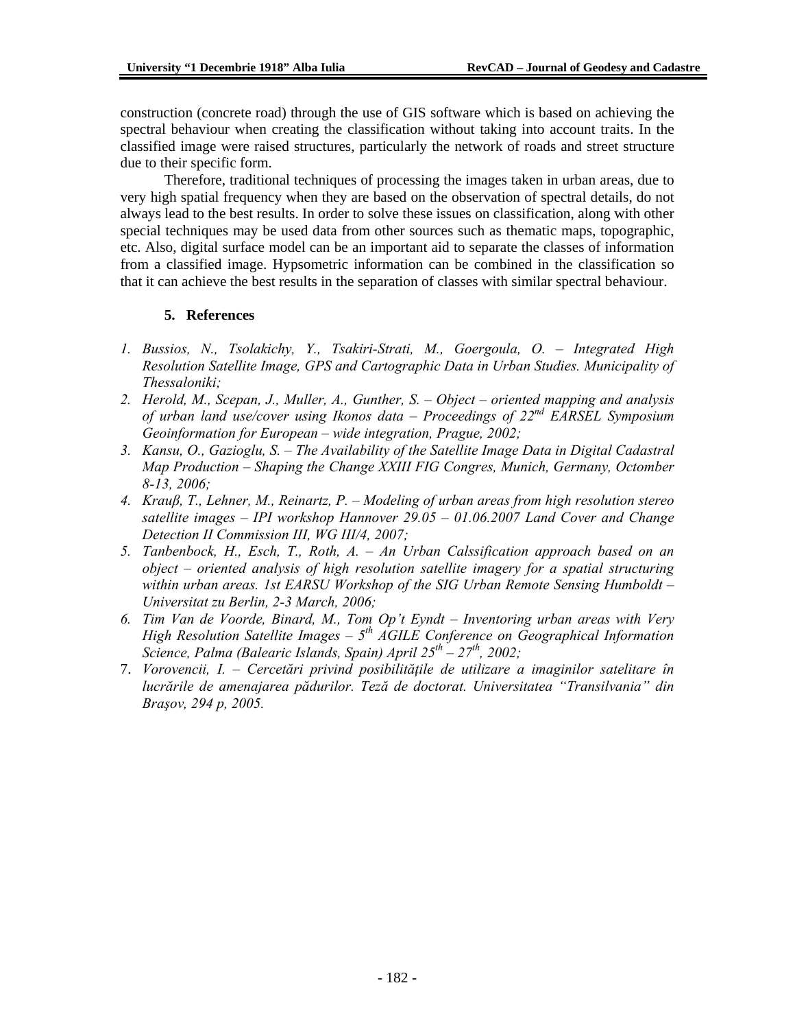construction (concrete road) through the use of GIS software which is based on achieving the spectral behaviour when creating the classification without taking into account traits. In the classified image were raised structures, particularly the network of roads and street structure due to their specific form.

Therefore, traditional techniques of processing the images taken in urban areas, due to very high spatial frequency when they are based on the observation of spectral details, do not always lead to the best results. In order to solve these issues on classification, along with other special techniques may be used data from other sources such as thematic maps, topographic, etc. Also, digital surface model can be an important aid to separate the classes of information from a classified image. Hypsometric information can be combined in the classification so that it can achieve the best results in the separation of classes with similar spectral behaviour.

## 5. References

1. *Bussios, N., Tsolakichy, Y., Tsakiri-Strati, M., Goergoula, O. – Integrated High Resolution Satellite Image, GPS and Cartographic Data in Urban Studies. Municipality of Thessaloniki;*
2. *Herold, M., Scepan, J., Muller, A., Gunther, S. – Object – oriented mapping and analysis of urban land use/cover using Ikonos data – Proceedings of 22nd EARSEL Symposium Geoinformation for European – wide integration, Prague, 2002;*
3. *Kansu, O., Gazioglu, S. – The Availability of the Satellite Image Data in Digital Cadastral Map Production – Shaping the Change XXIII FIG Congres, Munich, Germany, Octomber 8-13, 2006;*
4. *Krauβ, T., Lehner, M., Reinartz, P. – Modeling of urban areas from high resolution stereo satellite images – IPI workshop Hannover 29.05 – 01.06.2007 Land Cover and Change Detection II Commission III, WG III/4, 2007;*
5. *Tanbenbock, H., Esch, T., Roth, A. – An Urban Calssification approach based on an object – oriented analysis of high resolution satellite imagery for a spatial structuring within urban areas. 1st EARSU Workshop of the SIG Urban Remote Sensing Humboldt – Universitat zu Berlin, 2-3 March, 2006;*
6. *Tim Van de Voorde, Binard, M., Tom Op't Eyndt – Inventoring urban areas with Very High Resolution Satellite Images – 5th AGILE Conference on Geographical Information Science, Palma (Balearic Islands, Spain) April 25th – 27th, 2002;*
7. *Vorovencii, I. – Cercetări privind posibilităţile de utilizare a imaginilor satelitare în lucrările de amenajarea pădurilor. Teză de doctorat. Universitatea "Transilvania" din Braşov, 294 p, 2005.*